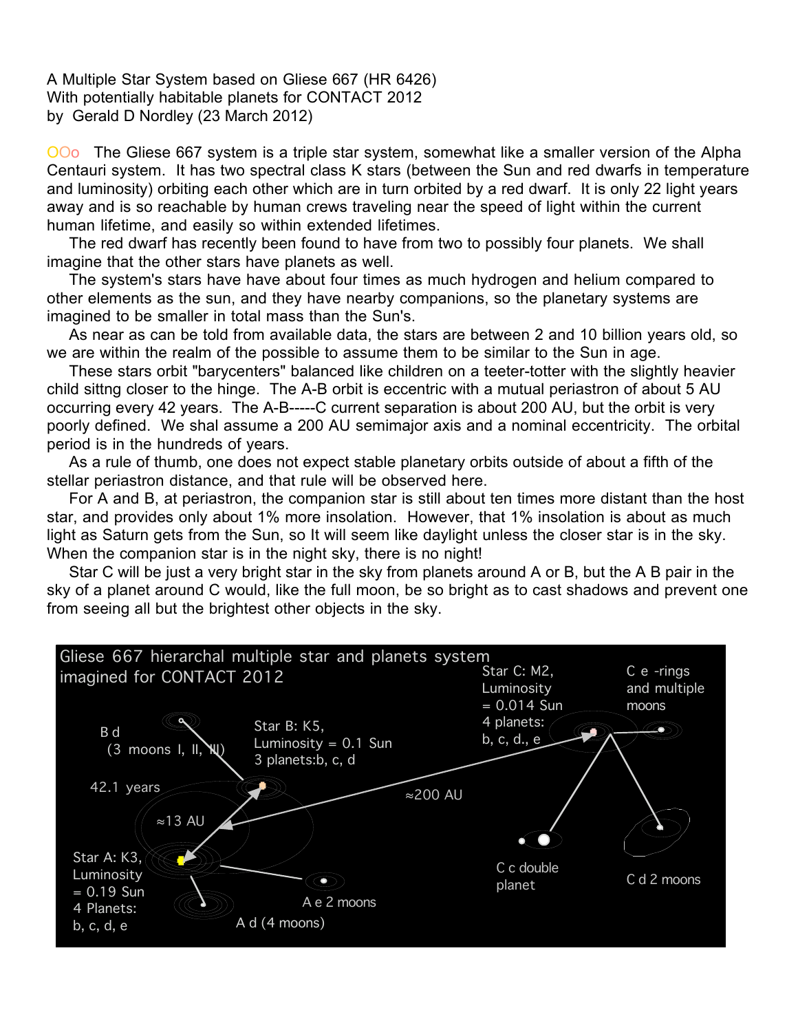A Multiple Star System based on Gliese 667 (HR 6426)
With potentially habitable planets for CONTACT 2012
by Gerald D Nordley (23 March 2012)

OOo The Gliese 667 system is a triple star system, somewhat like a smaller version of the Alpha Centauri system. It has two spectral class K stars (between the Sun and red dwarfs in temperature and luminosity) orbiting each other which are in turn orbited by a red dwarf. It is only 22 light years away and is so reachable by human crews traveling near the speed of light within the current human lifetime, and easily so within extended lifetimes.

The red dwarf has recently been found to have from two to possibly four planets. We shall imagine that the other stars have planets as well.

The system's stars have have about four times as much hydrogen and helium compared to other elements as the sun, and they have nearby companions, so the planetary systems are imagined to be smaller in total mass than the Sun's.

As near as can be told from available data, the stars are between 2 and 10 billion years old, so we are within the realm of the possible to assume them to be similar to the Sun in age.

These stars orbit "barycenters" balanced like children on a teeter-totter with the slightly heavier child sittng closer to the hinge. The A-B orbit is eccentric with a mutual periastron of about 5 AU occurring every 42 years. The A-B-----C current separation is about 200 AU, but the orbit is very poorly defined. We shal assume a 200 AU semimajor axis and a nominal eccentricity. The orbital period is in the hundreds of years.

As a rule of thumb, one does not expect stable planetary orbits outside of about a fifth of the stellar periastron distance, and that rule will be observed here.

For A and B, at periastron, the companion star is still about ten times more distant than the host star, and provides only about 1% more insolation. However, that 1% insolation is about as much light as Saturn gets from the Sun, so It will seem like daylight unless the closer star is in the sky. When the companion star is in the night sky, there is no night!

Star C will be just a very bright star in the sky from planets around A or B, but the A B pair in the sky of a planet around C would, like the full moon, be so bright as to cast shadows and prevent one from seeing all but the brightest other objects in the sky.

Gliese 667 hierarchal multiple star and planets system imagined for CONTACT 2012

Star A: K3, Luminosity = 0.19 Sun, 4 Planets: b, c, d, e

Star B: K5, Luminosity = 0.1 Sun, 3 planets: b, c, d

Star C: M2, Luminosity = 0.014 Sun, 4 planets: b, c, d., e

B d (3 moons I, II, III)

42.1 years

≈13 AU

≈200 AU

A e 2 moons

A d (4 moons)

C c double planet

C d 2 moons

C e -rings and multiple moons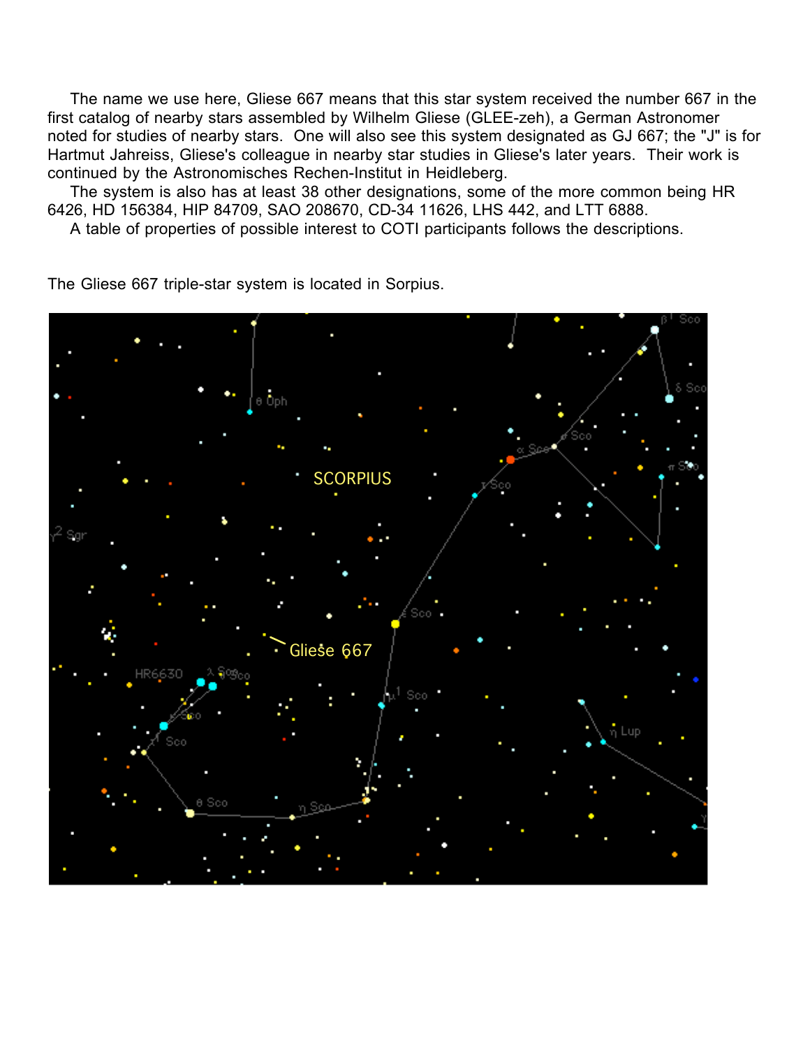The name we use here, Gliese 667 means that this star system received the number 667 in the first catalog of nearby stars assembled by Wilhelm Gliese (GLEE-zeh), a German Astronomer noted for studies of nearby stars. One will also see this system designated as GJ 667; the "J" is for Hartmut Jahreiss, Gliese's colleague in nearby star studies in Gliese's later years. Their work is continued by the Astronomisches Rechen-Institut in Heidelberg.

The system is also has at least 38 other designations, some of the more common being HR 6426, HD 156384, HIP 84709, SAO 208670, CD-34 11626, LHS 442, and LTT 6888.

A table of properties of possible interest to COTI participants follows the descriptions.

The Gliese 667 triple-star system is located in Sorpius.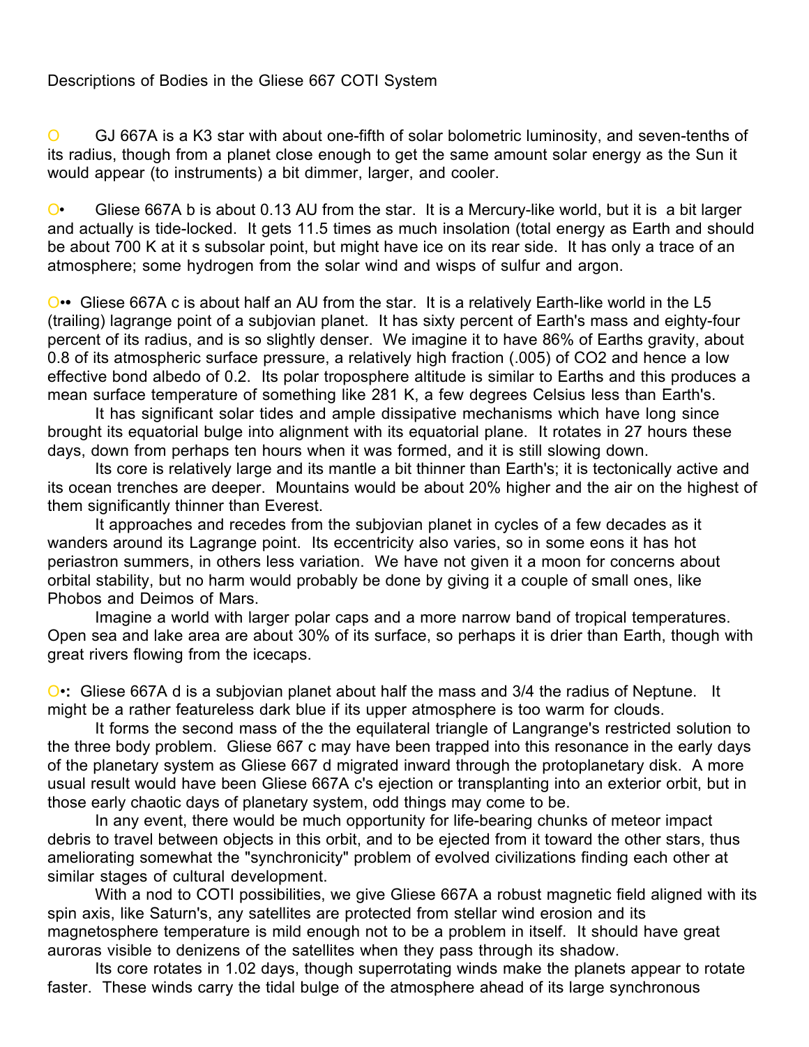Descriptions of Bodies in the Gliese 667 COTI System

O GJ 667A is a K3 star with about one-fifth of solar bolometric luminosity, and seven-tenths of its radius, though from a planet close enough to get the same amount solar energy as the Sun it would appear (to instruments) a bit dimmer, larger, and cooler.

O• Gliese 667A b is about 0.13 AU from the star. It is a Mercury-like world, but it is a bit larger and actually is tide-locked. It gets 11.5 times as much insolation (total energy as Earth and should be about 700 K at it s subsolar point, but might have ice on its rear side. It has only a trace of an atmosphere; some hydrogen from the solar wind and wisps of sulfur and argon.

O•• Gliese 667A c is about half an AU from the star. It is a relatively Earth-like world in the L5 (trailing) lagrange point of a subjovian planet. It has sixty percent of Earth's mass and eighty-four percent of its radius, and is so slightly denser. We imagine it to have 86% of Earths gravity, about 0.8 of its atmospheric surface pressure, a relatively high fraction (.005) of $CO_2$ and hence a low effective bond albedo of 0.2. Its polar troposphere altitude is similar to Earths and this produces a mean surface temperature of something like 281 K, a few degrees Celsius less than Earth's.

It has significant solar tides and ample dissipative mechanisms which have long since brought its equatorial bulge into alignment with its equatorial plane. It rotates in 27 hours these days, down from perhaps ten hours when it was formed, and it is still slowing down.

Its core is relatively large and its mantle a bit thinner than Earth's; it is tectonically active and its ocean trenches are deeper. Mountains would be about 20% higher and the air on the highest of them significantly thinner than Everest.

It approaches and recedes from the subjovian planet in cycles of a few decades as it wanders around its Lagrange point. Its eccentricity also varies, so in some eons it has hot periastron summers, in others less variation. We have not given it a moon for concerns about orbital stability, but no harm would probably be done by giving it a couple of small ones, like Phobos and Deimos of Mars.

Imagine a world with larger polar caps and a more narrow band of tropical temperatures. Open sea and lake area are about 30% of its surface, so perhaps it is drier than Earth, though with great rivers flowing from the icecaps.

O•**:** Gliese 667A d is a subjovian planet about half the mass and 3/4 the radius of Neptune. It might be a rather featureless dark blue if its upper atmosphere is too warm for clouds.

It forms the second mass of the the equilateral triangle of Langrange's restricted solution to the three body problem. Gliese 667 c may have been trapped into this resonance in the early days of the planetary system as Gliese 667 d migrated inward through the protoplanetary disk. A more usual result would have been Gliese 667A c's ejection or transplanting into an exterior orbit, but in those early chaotic days of planetary system, odd things may come to be.

In any event, there would be much opportunity for life-bearing chunks of meteor impact debris to travel between objects in this orbit, and to be ejected from it toward the other stars, thus ameliorating somewhat the "synchronicity" problem of evolved civilizations finding each other at similar stages of cultural development.

With a nod to COTI possibilities, we give Gliese 667A a robust magnetic field aligned with its spin axis, like Saturn's, any satellites are protected from stellar wind erosion and its magnetosphere temperature is mild enough not to be a problem in itself. It should have great auroras visible to denizens of the satellites when they pass through its shadow.

Its core rotates in 1.02 days, though superrotating winds make the planets appear to rotate faster. These winds carry the tidal bulge of the atmosphere ahead of its large synchronous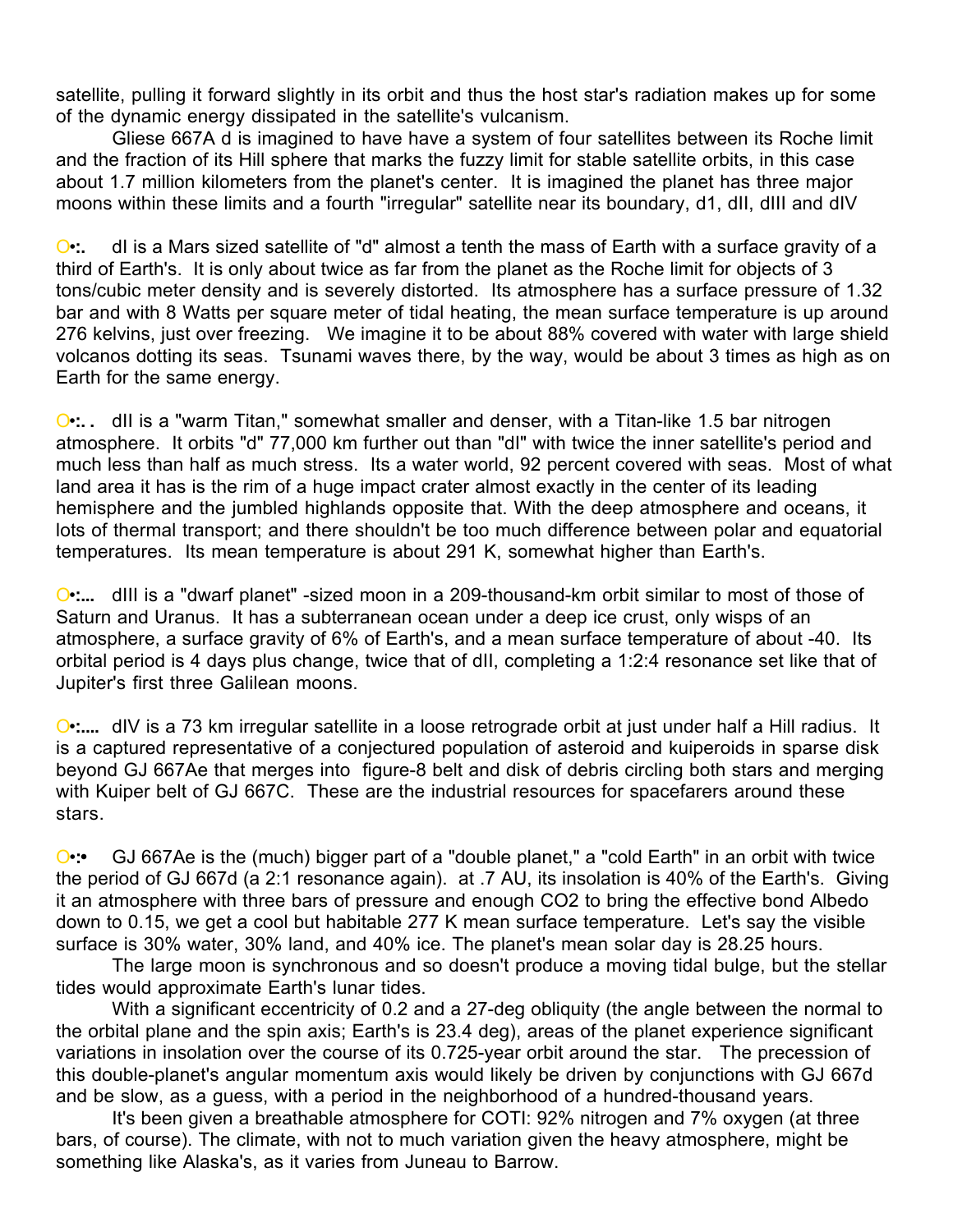satellite, pulling it forward slightly in its orbit and thus the host star's radiation makes up for some of the dynamic energy dissipated in the satellite's vulcanism.

Gliese 667A d is imagined to have have a system of four satellites between its Roche limit and the fraction of its Hill sphere that marks the fuzzy limit for stable satellite orbits, in this case about 1.7 million kilometers from the planet's center. It is imagined the planet has three major moons within these limits and a fourth "irregular" satellite near its boundary, d1, dII, dIII and dIV

**O•:.** dI is a Mars sized satellite of "d" almost a tenth the mass of Earth with a surface gravity of a third of Earth's. It is only about twice as far from the planet as the Roche limit for objects of 3 tons/cubic meter density and is severely distorted. Its atmosphere has a surface pressure of 1.32 bar and with 8 Watts per square meter of tidal heating, the mean surface temperature is up around 276 kelvins, just over freezing. We imagine it to be about 88% covered with water with large shield volcanos dotting its seas. Tsunami waves there, by the way, would be about 3 times as high as on Earth for the same energy.

**O•:. .** dII is a "warm Titan," somewhat smaller and denser, with a Titan-like 1.5 bar nitrogen atmosphere. It orbits "d" 77,000 km further out than "dI" with twice the inner satellite's period and much less than half as much stress. Its a water world, 92 percent covered with seas. Most of what land area it has is the rim of a huge impact crater almost exactly in the center of its leading hemisphere and the jumbled highlands opposite that. With the deep atmosphere and oceans, it lots of thermal transport; and there shouldn't be too much difference between polar and equatorial temperatures. Its mean temperature is about 291 K, somewhat higher than Earth's.

**O•:...** dIII is a "dwarf planet" -sized moon in a 209-thousand-km orbit similar to most of those of Saturn and Uranus. It has a subterranean ocean under a deep ice crust, only wisps of an atmosphere, a surface gravity of 6% of Earth's, and a mean surface temperature of about -40. Its orbital period is 4 days plus change, twice that of dII, completing a 1:2:4 resonance set like that of Jupiter's first three Galilean moons.

**O•:....** dIV is a 73 km irregular satellite in a loose retrograde orbit at just under half a Hill radius. It is a captured representative of a conjectured population of asteroid and kuiperoids in sparse disk beyond GJ 667Ae that merges into figure-8 belt and disk of debris circling both stars and merging with Kuiper belt of GJ 667C. These are the industrial resources for spacefarers around these stars.

**O•:•** GJ 667Ae is the (much) bigger part of a "double planet," a "cold Earth" in an orbit with twice the period of GJ 667d (a 2:1 resonance again). at .7 AU, its insolation is 40% of the Earth's. Giving it an atmosphere with three bars of pressure and enough $CO_2$ to bring the effective bond Albedo down to 0.15, we get a cool but habitable 277 K mean surface temperature. Let's say the visible surface is 30% water, 30% land, and 40% ice. The planet's mean solar day is 28.25 hours.

The large moon is synchronous and so doesn't produce a moving tidal bulge, but the stellar tides would approximate Earth's lunar tides.

With a significant eccentricity of 0.2 and a 27-deg obliquity (the angle between the normal to the orbital plane and the spin axis; Earth's is 23.4 deg), areas of the planet experience significant variations in insolation over the course of its 0.725-year orbit around the star. The precession of this double-planet's angular momentum axis would likely be driven by conjunctions with GJ 667d and be slow, as a guess, with a period in the neighborhood of a hundred-thousand years.

It's been given a breathable atmosphere for COTI: 92% nitrogen and 7% oxygen (at three bars, of course). The climate, with not to much variation given the heavy atmosphere, might be something like Alaska's, as it varies from Juneau to Barrow.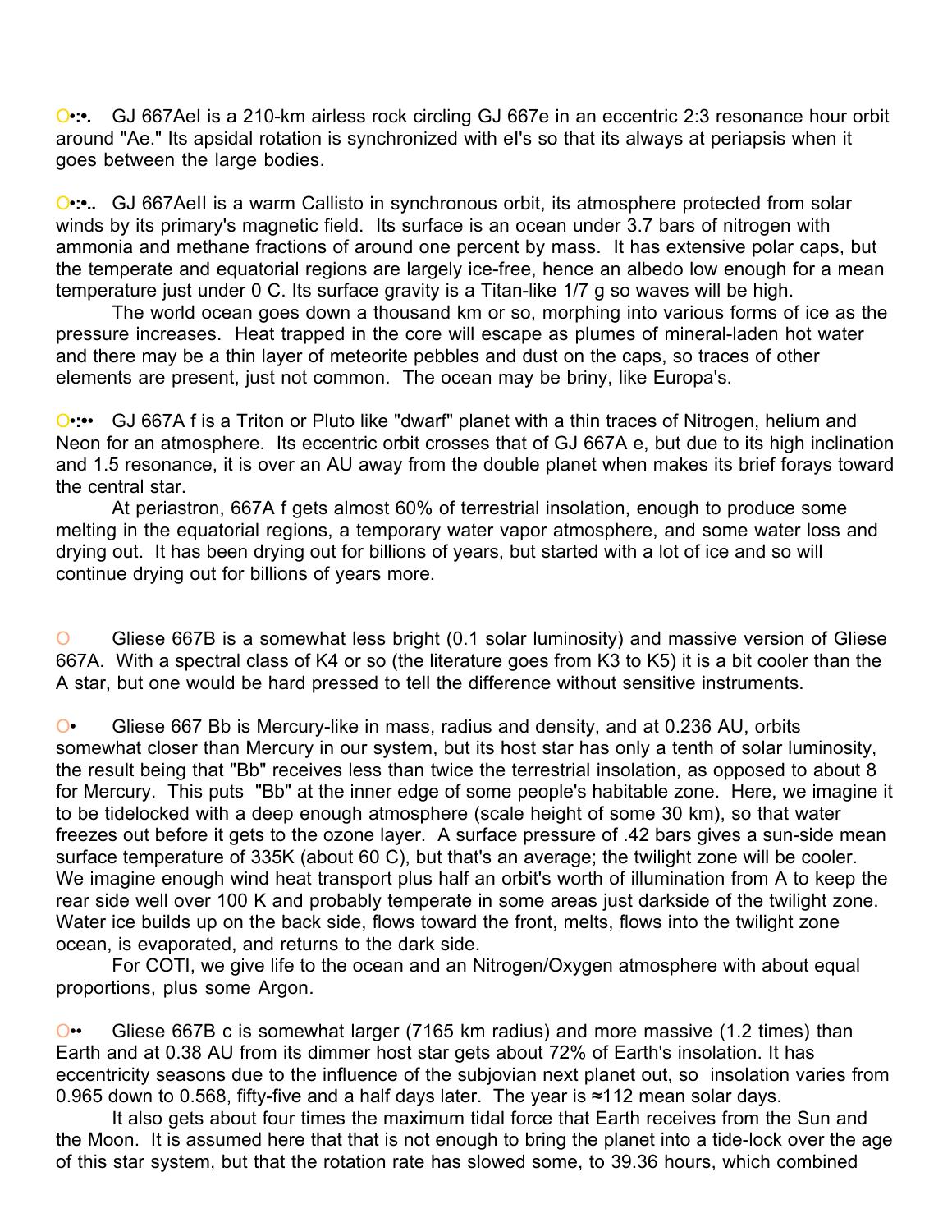O•:•.   GJ 667AeI is a 210-km airless rock circling GJ 667e in an eccentric 2:3 resonance hour orbit around "Ae." Its apsidal rotation is synchronized with eI's so that its always at periapsis when it goes between the large bodies.

O•:•..   GJ 667AeII is a warm Callisto in synchronous orbit, its atmosphere protected from solar winds by its primary's magnetic field. Its surface is an ocean under 3.7 bars of nitrogen with ammonia and methane fractions of around one percent by mass. It has extensive polar caps, but the temperate and equatorial regions are largely ice-free, hence an albedo low enough for a mean temperature just under 0 C. Its surface gravity is a Titan-like 1/7 g so waves will be high.

The world ocean goes down a thousand km or so, morphing into various forms of ice as the pressure increases. Heat trapped in the core will escape as plumes of mineral-laden hot water and there may be a thin layer of meteorite pebbles and dust on the caps, so traces of other elements are present, just not common. The ocean may be briny, like Europa's.

O•:••   GJ 667A f is a Triton or Pluto like "dwarf" planet with a thin traces of Nitrogen, helium and Neon for an atmosphere. Its eccentric orbit crosses that of GJ 667A e, but due to its high inclination and 1.5 resonance, it is over an AU away from the double planet when makes its brief forays toward the central star.

At periastron, 667A f gets almost 60% of terrestrial insolation, enough to produce some melting in the equatorial regions, a temporary water vapor atmosphere, and some water loss and drying out. It has been drying out for billions of years, but started with a lot of ice and so will continue drying out for billions of years more.

O   Gliese 667B is a somewhat less bright (0.1 solar luminosity) and massive version of Gliese 667A. With a spectral class of K4 or so (the literature goes from K3 to K5) it is a bit cooler than the A star, but one would be hard pressed to tell the difference without sensitive instruments.

O•   Gliese 667 Bb is Mercury-like in mass, radius and density, and at 0.236 AU, orbits somewhat closer than Mercury in our system, but its host star has only a tenth of solar luminosity, the result being that "Bb" receives less than twice the terrestrial insolation, as opposed to about 8 for Mercury. This puts "Bb" at the inner edge of some people's habitable zone. Here, we imagine it to be tidelocked with a deep enough atmosphere (scale height of some 30 km), so that water freezes out before it gets to the ozone layer. A surface pressure of .42 bars gives a sun-side mean surface temperature of 335K (about 60 C), but that's an average; the twilight zone will be cooler. We imagine enough wind heat transport plus half an orbit's worth of illumination from A to keep the rear side well over 100 K and probably temperate in some areas just darkside of the twilight zone. Water ice builds up on the back side, flows toward the front, melts, flows into the twilight zone ocean, is evaporated, and returns to the dark side.

For COTI, we give life to the ocean and an Nitrogen/Oxygen atmosphere with about equal proportions, plus some Argon.

O••   Gliese 667B c is somewhat larger (7165 km radius) and more massive (1.2 times) than Earth and at 0.38 AU from its dimmer host star gets about 72% of Earth's insolation. It has eccentricity seasons due to the influence of the subjovian next planet out, so insolation varies from 0.965 down to 0.568, fifty-five and a half days later. The year is ≈112 mean solar days.

It also gets about four times the maximum tidal force that Earth receives from the Sun and the Moon. It is assumed here that that is not enough to bring the planet into a tide-lock over the age of this star system, but that the rotation rate has slowed some, to 39.36 hours, which combined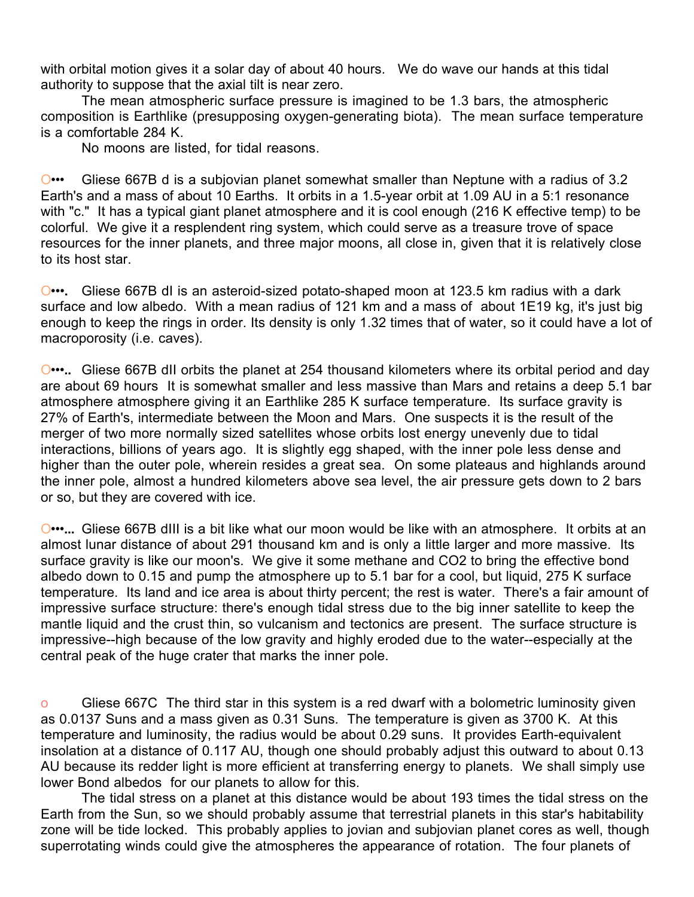with orbital motion gives it a solar day of about 40 hours. We do wave our hands at this tidal authority to suppose that the axial tilt is near zero.

The mean atmospheric surface pressure is imagined to be 1.3 bars, the atmospheric composition is Earthlike (presupposing oxygen-generating biota). The mean surface temperature is a comfortable 284 K.

No moons are listed, for tidal reasons.

O••• Gliese 667B d is a subjovian planet somewhat smaller than Neptune with a radius of 3.2 Earth's and a mass of about 10 Earths. It orbits in a 1.5-year orbit at 1.09 AU in a 5:1 resonance with "c." It has a typical giant planet atmosphere and it is cool enough (216 K effective temp) to be colorful. We give it a resplendent ring system, which could serve as a treasure trove of space resources for the inner planets, and three major moons, all close in, given that it is relatively close to its host star.

O•••. Gliese 667B dI is an asteroid-sized potato-shaped moon at 123.5 km radius with a dark surface and low albedo. With a mean radius of 121 km and a mass of about 1E19 kg, it's just big enough to keep the rings in order. Its density is only 1.32 times that of water, so it could have a lot of macroporosity (i.e. caves).

O•••.. Gliese 667B dII orbits the planet at 254 thousand kilometers where its orbital period and day are about 69 hours It is somewhat smaller and less massive than Mars and retains a deep 5.1 bar atmosphere atmosphere giving it an Earthlike 285 K surface temperature. Its surface gravity is 27% of Earth's, intermediate between the Moon and Mars. One suspects it is the result of the merger of two more normally sized satellites whose orbits lost energy unevenly due to tidal interactions, billions of years ago. It is slightly egg shaped, with the inner pole less dense and higher than the outer pole, wherein resides a great sea. On some plateaus and highlands around the inner pole, almost a hundred kilometers above sea level, the air pressure gets down to 2 bars or so, but they are covered with ice.

O•••... Gliese 667B dIII is a bit like what our moon would be like with an atmosphere. It orbits at an almost lunar distance of about 291 thousand km and is only a little larger and more massive. Its surface gravity is like our moon's. We give it some methane and $CO_2$ to bring the effective bond albedo down to 0.15 and pump the atmosphere up to 5.1 bar for a cool, but liquid, 275 K surface temperature. Its land and ice area is about thirty percent; the rest is water. There's a fair amount of impressive surface structure: there's enough tidal stress due to the big inner satellite to keep the mantle liquid and the crust thin, so vulcanism and tectonics are present. The surface structure is impressive--high because of the low gravity and highly eroded due to the water--especially at the central peak of the huge crater that marks the inner pole.

o Gliese 667C The third star in this system is a red dwarf with a bolometric luminosity given as 0.0137 Suns and a mass given as 0.31 Suns. The temperature is given as 3700 K. At this temperature and luminosity, the radius would be about 0.29 suns. It provides Earth-equivalent insolation at a distance of 0.117 AU, though one should probably adjust this outward to about 0.13 AU because its redder light is more efficient at transferring energy to planets. We shall simply use lower Bond albedos for our planets to allow for this.

The tidal stress on a planet at this distance would be about 193 times the tidal stress on the Earth from the Sun, so we should probably assume that terrestrial planets in this star's habitability zone will be tide locked. This probably applies to jovian and subjovian planet cores as well, though superrotating winds could give the atmospheres the appearance of rotation. The four planets of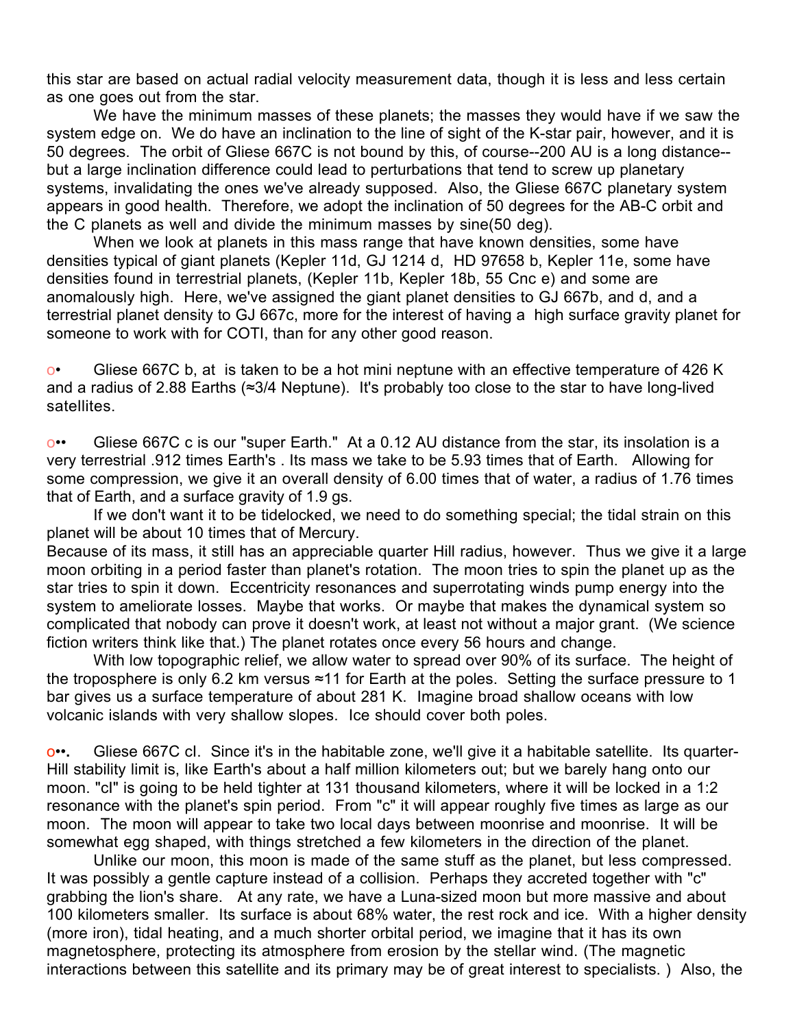this star are based on actual radial velocity measurement data, though it is less and less certain as one goes out from the star.

We have the minimum masses of these planets; the masses they would have if we saw the system edge on. We do have an inclination to the line of sight of the K-star pair, however, and it is 50 degrees. The orbit of Gliese 667C is not bound by this, of course--200 AU is a long distance--but a large inclination difference could lead to perturbations that tend to screw up planetary systems, invalidating the ones we've already supposed. Also, the Gliese 667C planetary system appears in good health. Therefore, we adopt the inclination of 50 degrees for the AB-C orbit and the C planets as well and divide the minimum masses by sine(50 deg).

When we look at planets in this mass range that have known densities, some have densities typical of giant planets (Kepler 11d, GJ 1214 d, HD 97658 b, Kepler 11e, some have densities found in terrestrial planets, (Kepler 11b, Kepler 18b, 55 Cnc e) and some are anomalously high. Here, we've assigned the giant planet densities to GJ 667b, and d, and a terrestrial planet density to GJ 667c, more for the interest of having a high surface gravity planet for someone to work with for COTI, than for any other good reason.

o• Gliese 667C b, at is taken to be a hot mini neptune with an effective temperature of 426 K and a radius of 2.88 Earths (≈3/4 Neptune). It's probably too close to the star to have long-lived satellites.

o•• Gliese 667C c is our "super Earth." At a 0.12 AU distance from the star, its insolation is a very terrestrial .912 times Earth's . Its mass we take to be 5.93 times that of Earth. Allowing for some compression, we give it an overall density of 6.00 times that of water, a radius of 1.76 times that of Earth, and a surface gravity of 1.9 gs.

If we don't want it to be tidelocked, we need to do something special; the tidal strain on this planet will be about 10 times that of Mercury.
Because of its mass, it still has an appreciable quarter Hill radius, however. Thus we give it a large moon orbiting in a period faster than planet's rotation. The moon tries to spin the planet up as the star tries to spin it down. Eccentricity resonances and superrotating winds pump energy into the system to ameliorate losses. Maybe that works. Or maybe that makes the dynamical system so complicated that nobody can prove it doesn't work, at least not without a major grant. (We science fiction writers think like that.) The planet rotates once every 56 hours and change.

With low topographic relief, we allow water to spread over 90% of its surface. The height of the troposphere is only 6.2 km versus ≈11 for Earth at the poles. Setting the surface pressure to 1 bar gives us a surface temperature of about 281 K. Imagine broad shallow oceans with low volcanic islands with very shallow slopes. Ice should cover both poles.

o••. Gliese 667C cI. Since it's in the habitable zone, we'll give it a habitable satellite. Its quarter-Hill stability limit is, like Earth's about a half million kilometers out; but we barely hang onto our moon. "cI" is going to be held tighter at 131 thousand kilometers, where it will be locked in a 1:2 resonance with the planet's spin period. From "c" it will appear roughly five times as large as our moon. The moon will appear to take two local days between moonrise and moonrise. It will be somewhat egg shaped, with things stretched a few kilometers in the direction of the planet.

Unlike our moon, this moon is made of the same stuff as the planet, but less compressed. It was possibly a gentle capture instead of a collision. Perhaps they accreted together with "c" grabbing the lion's share. At any rate, we have a Luna-sized moon but more massive and about 100 kilometers smaller. Its surface is about 68% water, the rest rock and ice. With a higher density (more iron), tidal heating, and a much shorter orbital period, we imagine that it has its own magnetosphere, protecting its atmosphere from erosion by the stellar wind. (The magnetic interactions between this satellite and its primary may be of great interest to specialists. ) Also, the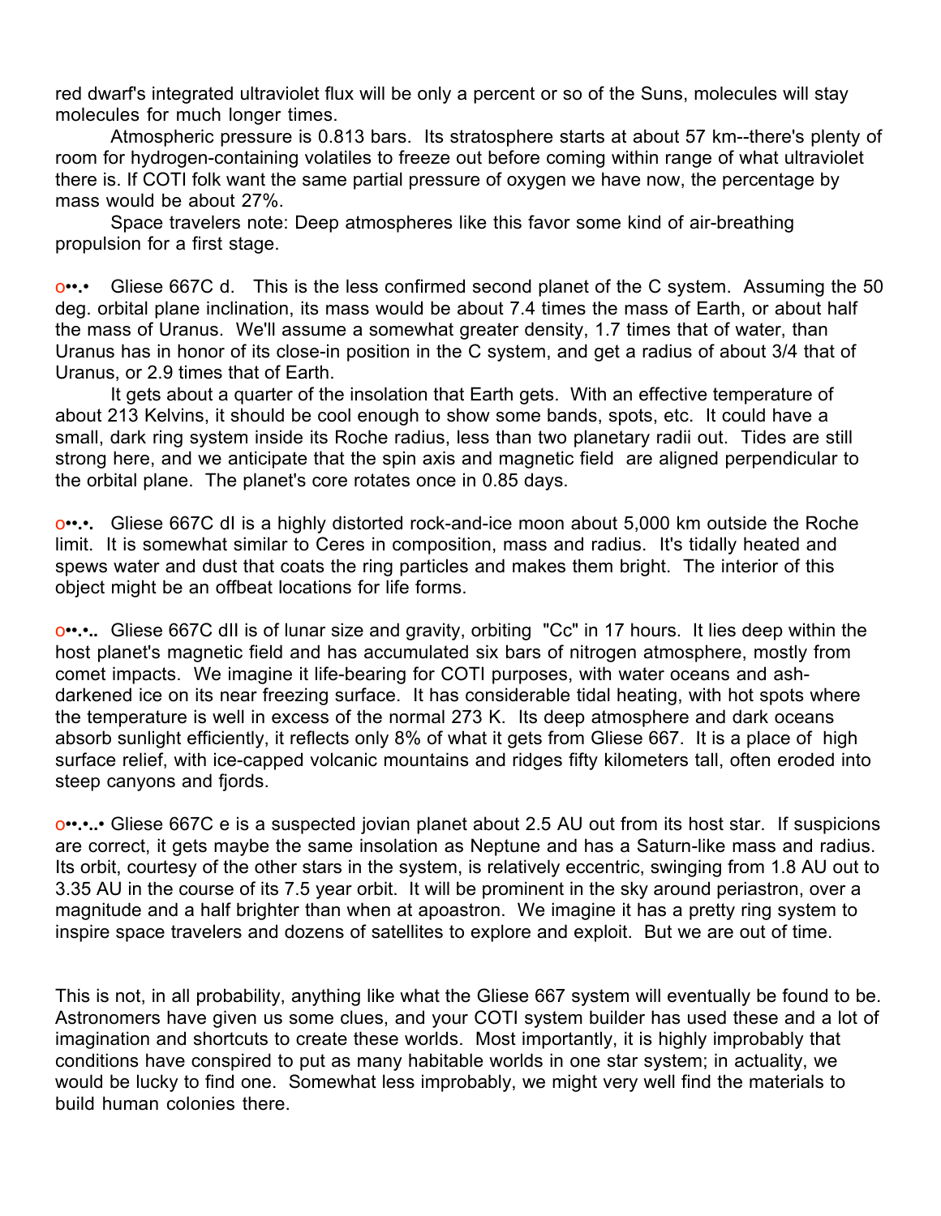red dwarf's integrated ultraviolet flux will be only a percent or so of the Suns, molecules will stay molecules for much longer times.

Atmospheric pressure is 0.813 bars. Its stratosphere starts at about 57 km--there's plenty of room for hydrogen-containing volatiles to freeze out before coming within range of what ultraviolet there is. If COTI folk want the same partial pressure of oxygen we have now, the percentage by mass would be about 27%.

Space travelers note: Deep atmospheres like this favor some kind of air-breathing propulsion for a first stage.

o••.• Gliese 667C d. This is the less confirmed second planet of the C system. Assuming the 50 deg. orbital plane inclination, its mass would be about 7.4 times the mass of Earth, or about half the mass of Uranus. We'll assume a somewhat greater density, 1.7 times that of water, than Uranus has in honor of its close-in position in the C system, and get a radius of about 3/4 that of Uranus, or 2.9 times that of Earth.

It gets about a quarter of the insolation that Earth gets. With an effective temperature of about 213 Kelvins, it should be cool enough to show some bands, spots, etc. It could have a small, dark ring system inside its Roche radius, less than two planetary radii out. Tides are still strong here, and we anticipate that the spin axis and magnetic field are aligned perpendicular to the orbital plane. The planet's core rotates once in 0.85 days.

o••.•. Gliese 667C dI is a highly distorted rock-and-ice moon about 5,000 km outside the Roche limit. It is somewhat similar to Ceres in composition, mass and radius. It's tidally heated and spews water and dust that coats the ring particles and makes them bright. The interior of this object might be an offbeat locations for life forms.

o••.•.. Gliese 667C dII is of lunar size and gravity, orbiting "Cc" in 17 hours. It lies deep within the host planet's magnetic field and has accumulated six bars of nitrogen atmosphere, mostly from comet impacts. We imagine it life-bearing for COTI purposes, with water oceans and ash-darkened ice on its near freezing surface. It has considerable tidal heating, with hot spots where the temperature is well in excess of the normal 273 K. Its deep atmosphere and dark oceans absorb sunlight efficiently, it reflects only 8% of what it gets from Gliese 667. It is a place of high surface relief, with ice-capped volcanic mountains and ridges fifty kilometers tall, often eroded into steep canyons and fjords.

o••.•..• Gliese 667C e is a suspected jovian planet about 2.5 AU out from its host star. If suspicions are correct, it gets maybe the same insolation as Neptune and has a Saturn-like mass and radius. Its orbit, courtesy of the other stars in the system, is relatively eccentric, swinging from 1.8 AU out to 3.35 AU in the course of its 7.5 year orbit. It will be prominent in the sky around periastron, over a magnitude and a half brighter than when at apoastron. We imagine it has a pretty ring system to inspire space travelers and dozens of satellites to explore and exploit. But we are out of time.

This is not, in all probability, anything like what the Gliese 667 system will eventually be found to be. Astronomers have given us some clues, and your COTI system builder has used these and a lot of imagination and shortcuts to create these worlds. Most importantly, it is highly improbable that conditions have conspired to put as many habitable worlds in one star system; in actuality, we would be lucky to find one. Somewhat less improbably, we might very well find the materials to build human colonies there.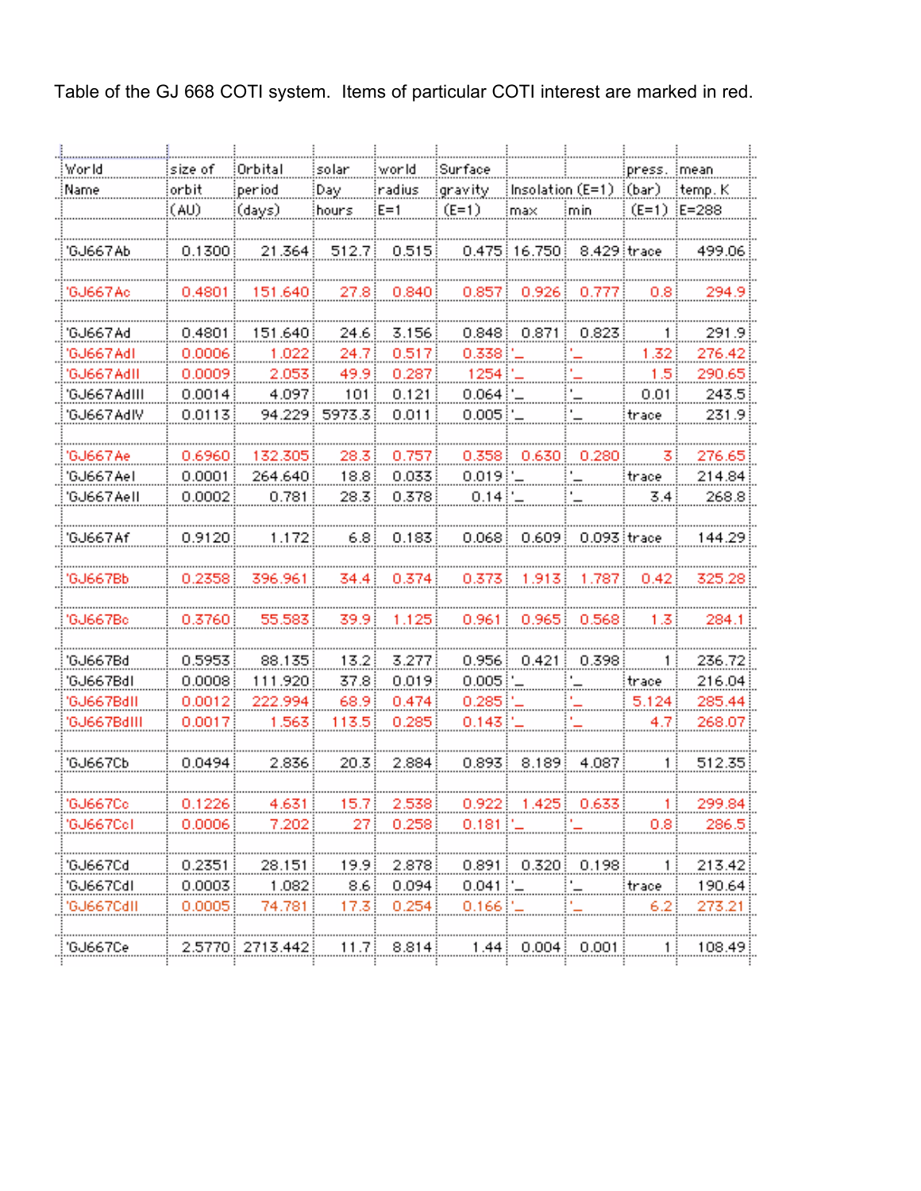Table of the GJ 668 COTI system. Items of particular COTI interest are marked in red.

| World Name | size of orbit (AU) | Orbital period (days) | solar Day hours | world radius E=1 | Surface gravity (E=1) | Insolation (E=1) max | min | press. (bar) (E=1) | mean temp. K E=288 |
|---|---|---|---|---|---|---|---|---|---|
| | | | | | | | | | |
| 'GJ667Ab | 0.1300 | 21.364 | 512.7 | 0.515 | 0.475 | 16.750 | 8.429 | trace | 499.06 |
| | | | | | | | | | |
| 'GJ667Ac | 0.4801 | 151.640 | 27.8 | 0.840 | 0.857 | 0.926 | 0.777 | 0.8 | 294.9 |
| | | | | | | | | | |
| 'GJ667Ad | 0.4801 | 151.640 | 24.6 | 3.156 | 0.848 | 0.871 | 0.823 | 1 | 291.9 |
| 'GJ667AdI | 0.0006 | 1.022 | 24.7 | 0.517 | 0.338 | '_ | '_ | 1.32 | 276.42 |
| 'GJ667AdII | 0.0009 | 2.053 | 49.9 | 0.287 | 1254 | '_ | '_ | 1.5 | 290.65 |
| 'GJ667AdIII | 0.0014 | 4.097 | 101 | 0.121 | 0.064 | '_ | '_ | 0.01 | 243.5 |
| 'GJ667AdIV | 0.0113 | 94.229 | 5973.3 | 0.011 | 0.005 | '_ | '_ | trace | 231.9 |
| | | | | | | | | | |
| 'GJ667Ae | 0.6960 | 132.305 | 28.3 | 0.757 | 0.358 | 0.630 | 0.280 | 3 | 276.65 |
| 'GJ667AeI | 0.0001 | 264.640 | 18.8 | 0.033 | 0.019 | '_ | '_ | trace | 214.84 |
| 'GJ667AeII | 0.0002 | 0.781 | 28.3 | 0.378 | 0.14 | '_ | '_ | 3.4 | 268.8 |
| | | | | | | | | | |
| 'GJ667Af | 0.9120 | 1.172 | 6.8 | 0.183 | 0.068 | 0.609 | 0.093 | trace | 144.29 |
| | | | | | | | | | |
| 'GJ667Bb | 0.2358 | 396.961 | 34.4 | 0.374 | 0.373 | 1.913 | 1.787 | 0.42 | 325.28 |
| | | | | | | | | | |
| 'GJ667Bc | 0.3760 | 55.583 | 39.9 | 1.125 | 0.961 | 0.965 | 0.568 | 1.3 | 284.1 |
| | | | | | | | | | |
| 'GJ667Bd | 0.5953 | 88.135 | 13.2 | 3.277 | 0.956 | 0.421 | 0.398 | 1 | 236.72 |
| 'GJ667BdI | 0.0008 | 111.920 | 37.8 | 0.019 | 0.005 | '_ | '_ | trace | 216.04 |
| 'GJ667BdII | 0.0012 | 222.994 | 68.9 | 0.474 | 0.285 | '_ | '_ | 5.124 | 285.44 |
| 'GJ667BdIII | 0.0017 | 1.563 | 113.5 | 0.285 | 0.143 | '_ | '_ | 4.7 | 268.07 |
| | | | | | | | | | |
| 'GJ667Cb | 0.0494 | 2.836 | 20.3 | 2.884 | 0.893 | 8.189 | 4.087 | 1 | 512.35 |
| | | | | | | | | | |
| 'GJ667Cc | 0.1226 | 4.631 | 15.7 | 2.538 | 0.922 | 1.425 | 0.633 | 1 | 299.84 |
| 'GJ667CcI | 0.0006 | 7.202 | 27 | 0.258 | 0.181 | '_ | '_ | 0.8 | 286.5 |
| | | | | | | | | | |
| 'GJ667Cd | 0.2351 | 28.151 | 19.9 | 2.878 | 0.891 | 0.320 | 0.198 | 1 | 213.42 |
| 'GJ667CdI | 0.0003 | 1.082 | 8.6 | 0.094 | 0.041 | '_ | '_ | trace | 190.64 |
| 'GJ667CdII | 0.0005 | 74.781 | 17.3 | 0.254 | 0.166 | '_ | '_ | 6.2 | 273.21 |
| | | | | | | | | | |
| 'GJ667Ce | 2.5770 | 2713.442 | 11.7 | 8.814 | 1.44 | 0.004 | 0.001 | 1 | 108.49 |